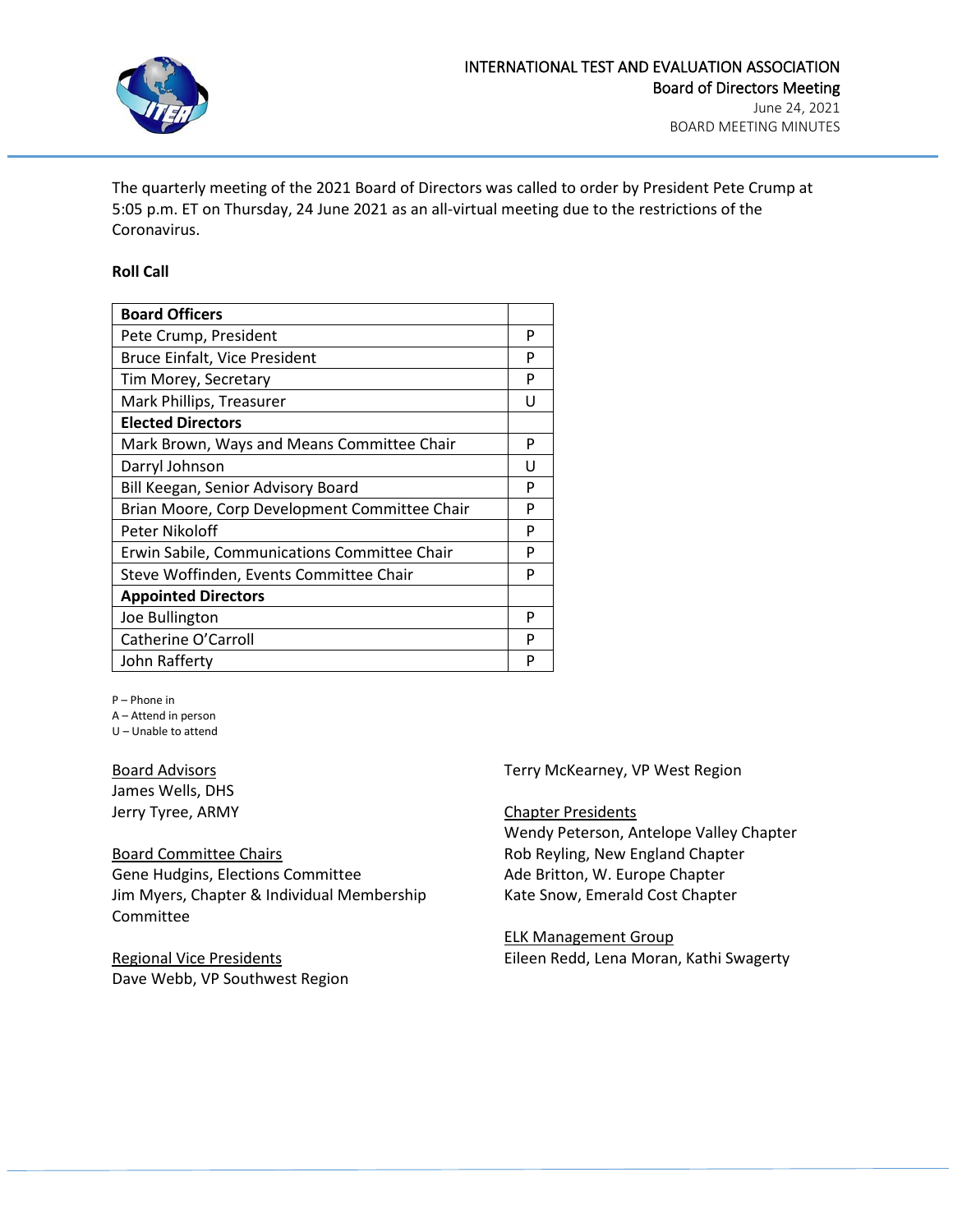INTERNATIONAL TEST AND EVALUATION ASSOCIATION
Board of Directors Meeting
June 24, 2021
BOARD MEETING MINUTES

The quarterly meeting of the 2021 Board of Directors was called to order by President Pete Crump at 5:05 p.m. ET on Thursday, 24 June 2021 as an all-virtual meeting due to the restrictions of the Coronavirus.

**Roll Call**

| **Board Officers** | |
|---|---|
| Pete Crump, President | P |
| Bruce Einfalt, Vice President | P |
| Tim Morey, Secretary | P |
| Mark Phillips, Treasurer | U |
| **Elected Directors** | |
| Mark Brown, Ways and Means Committee Chair | P |
| Darryl Johnson | U |
| Bill Keegan, Senior Advisory Board | P |
| Brian Moore, Corp Development Committee Chair | P |
| Peter Nikoloff | P |
| Erwin Sabile, Communications Committee Chair | P |
| Steve Woffinden, Events Committee Chair | P |
| **Appointed Directors** | |
| Joe Bullington | P |
| Catherine O'Carroll | P |
| John Rafferty | P |

P – Phone in
A – Attend in person
U – Unable to attend

Board Advisors
James Wells, DHS
Jerry Tyree, ARMY

Board Committee Chairs
Gene Hudgins, Elections Committee
Jim Myers, Chapter & Individual Membership Committee

Regional Vice Presidents
Dave Webb, VP Southwest Region
Terry McKearney, VP West Region

Chapter Presidents
Wendy Peterson, Antelope Valley Chapter
Rob Reyling, New England Chapter
Ade Britton, W. Europe Chapter
Kate Snow, Emerald Cost Chapter

ELK Management Group
Eileen Redd, Lena Moran, Kathi Swagerty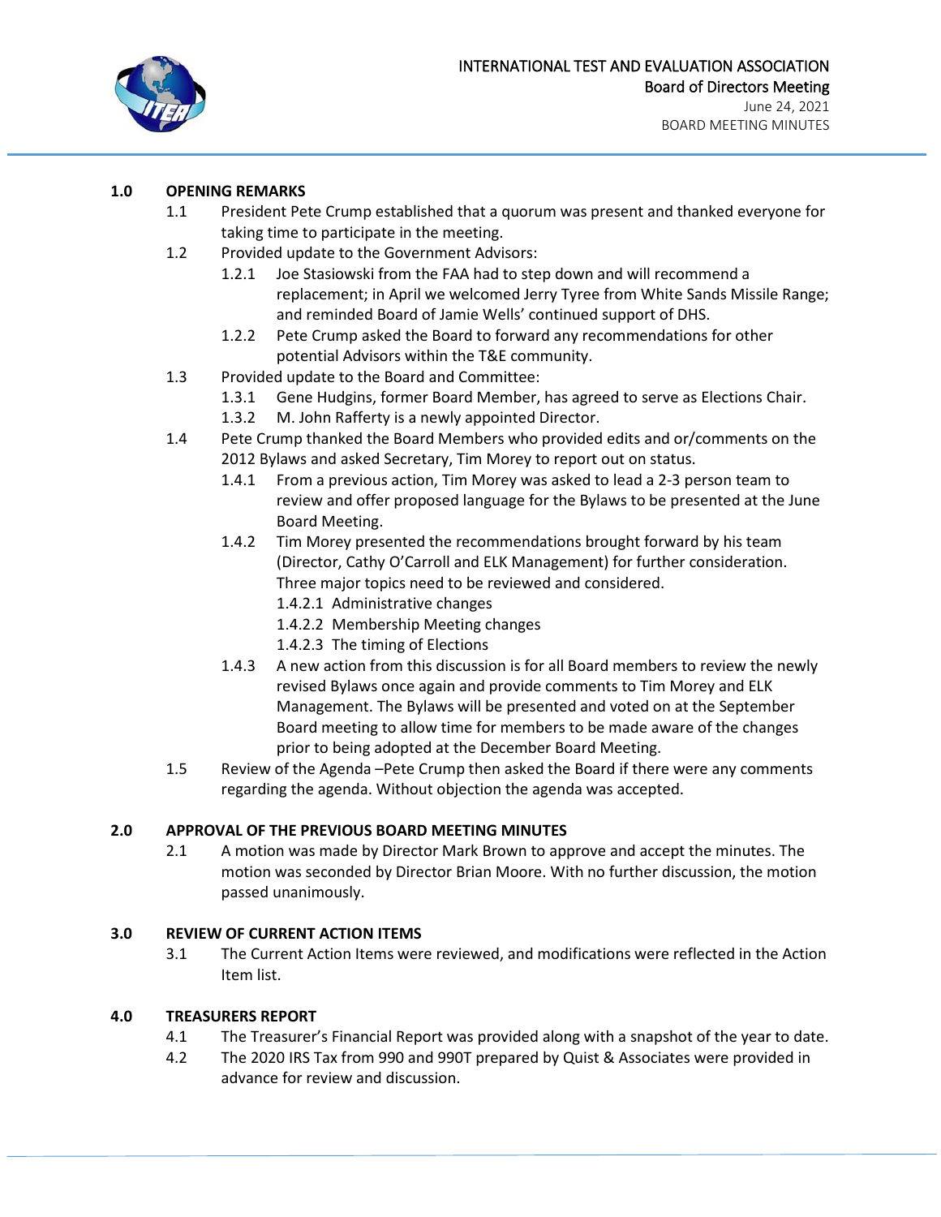## 1.0 OPENING REMARKS

1.1 President Pete Crump established that a quorum was present and thanked everyone for taking time to participate in the meeting.

1.2 Provided update to the Government Advisors:

1.2.1 Joe Stasiowski from the FAA had to step down and will recommend a replacement; in April we welcomed Jerry Tyree from White Sands Missile Range; and reminded Board of Jamie Wells' continued support of DHS.

1.2.2 Pete Crump asked the Board to forward any recommendations for other potential Advisors within the T&E community.

1.3 Provided update to the Board and Committee:

1.3.1 Gene Hudgins, former Board Member, has agreed to serve as Elections Chair.

1.3.2 M. John Rafferty is a newly appointed Director.

1.4 Pete Crump thanked the Board Members who provided edits and or/comments on the 2012 Bylaws and asked Secretary, Tim Morey to report out on status.

1.4.1 From a previous action, Tim Morey was asked to lead a 2-3 person team to review and offer proposed language for the Bylaws to be presented at the June Board Meeting.

1.4.2 Tim Morey presented the recommendations brought forward by his team (Director, Cathy O'Carroll and ELK Management) for further consideration. Three major topics need to be reviewed and considered.

1.4.2.1 Administrative changes

1.4.2.2 Membership Meeting changes

1.4.2.3 The timing of Elections

1.4.3 A new action from this discussion is for all Board members to review the newly revised Bylaws once again and provide comments to Tim Morey and ELK Management. The Bylaws will be presented and voted on at the September Board meeting to allow time for members to be made aware of the changes prior to being adopted at the December Board Meeting.

1.5 Review of the Agenda –Pete Crump then asked the Board if there were any comments regarding the agenda. Without objection the agenda was accepted.

## 2.0 APPROVAL OF THE PREVIOUS BOARD MEETING MINUTES

2.1 A motion was made by Director Mark Brown to approve and accept the minutes. The motion was seconded by Director Brian Moore. With no further discussion, the motion passed unanimously.

## 3.0 REVIEW OF CURRENT ACTION ITEMS

3.1 The Current Action Items were reviewed, and modifications were reflected in the Action Item list.

## 4.0 TREASURERS REPORT

4.1 The Treasurer's Financial Report was provided along with a snapshot of the year to date.

4.2 The 2020 IRS Tax from 990 and 990T prepared by Quist & Associates were provided in advance for review and discussion.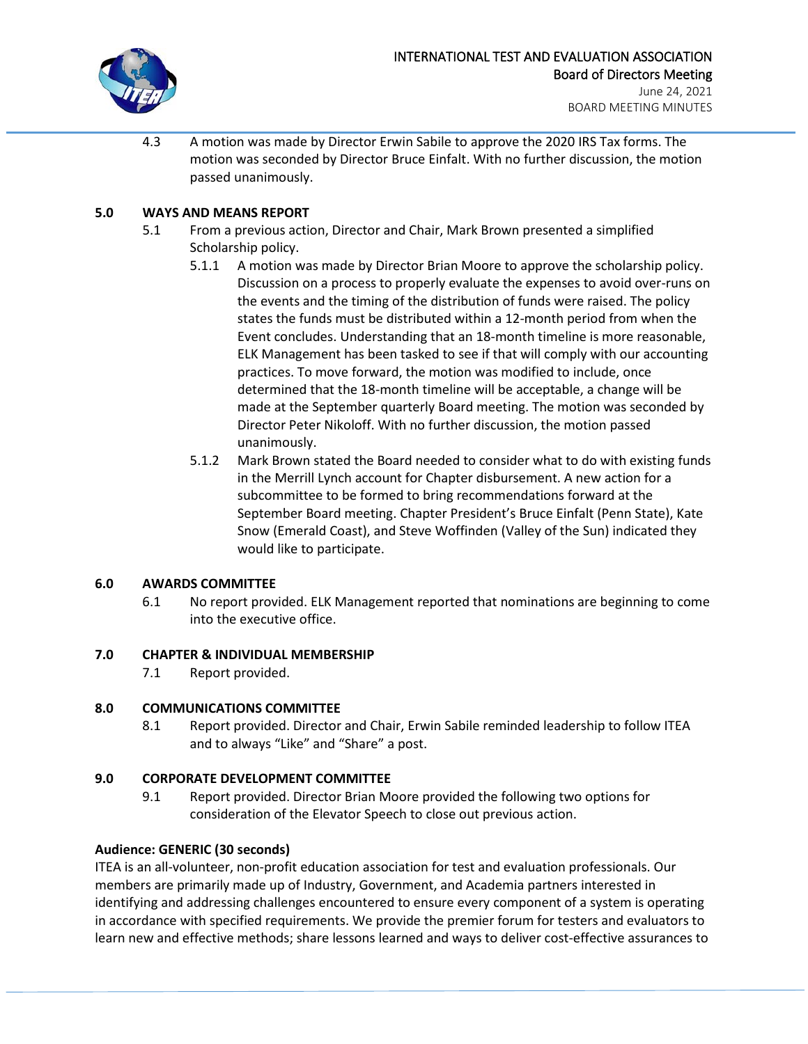4.3 A motion was made by Director Erwin Sabile to approve the 2020 IRS Tax forms. The motion was seconded by Director Bruce Einfalt. With no further discussion, the motion passed unanimously.

## 5.0 WAYS AND MEANS REPORT

5.1 From a previous action, Director and Chair, Mark Brown presented a simplified Scholarship policy.

5.1.1 A motion was made by Director Brian Moore to approve the scholarship policy. Discussion on a process to properly evaluate the expenses to avoid over-runs on the events and the timing of the distribution of funds were raised. The policy states the funds must be distributed within a 12-month period from when the Event concludes. Understanding that an 18-month timeline is more reasonable, ELK Management has been tasked to see if that will comply with our accounting practices. To move forward, the motion was modified to include, once determined that the 18-month timeline will be acceptable, a change will be made at the September quarterly Board meeting. The motion was seconded by Director Peter Nikoloff. With no further discussion, the motion passed unanimously.

5.1.2 Mark Brown stated the Board needed to consider what to do with existing funds in the Merrill Lynch account for Chapter disbursement. A new action for a subcommittee to be formed to bring recommendations forward at the September Board meeting. Chapter President's Bruce Einfalt (Penn State), Kate Snow (Emerald Coast), and Steve Woffinden (Valley of the Sun) indicated they would like to participate.

## 6.0 AWARDS COMMITTEE

6.1 No report provided. ELK Management reported that nominations are beginning to come into the executive office.

## 7.0 CHAPTER & INDIVIDUAL MEMBERSHIP

7.1 Report provided.

## 8.0 COMMUNICATIONS COMMITTEE

8.1 Report provided. Director and Chair, Erwin Sabile reminded leadership to follow ITEA and to always "Like" and "Share" a post.

## 9.0 CORPORATE DEVELOPMENT COMMITTEE

9.1 Report provided. Director Brian Moore provided the following two options for consideration of the Elevator Speech to close out previous action.

**Audience: GENERIC (30 seconds)**

ITEA is an all-volunteer, non-profit education association for test and evaluation professionals. Our members are primarily made up of Industry, Government, and Academia partners interested in identifying and addressing challenges encountered to ensure every component of a system is operating in accordance with specified requirements. We provide the premier forum for testers and evaluators to learn new and effective methods; share lessons learned and ways to deliver cost-effective assurances to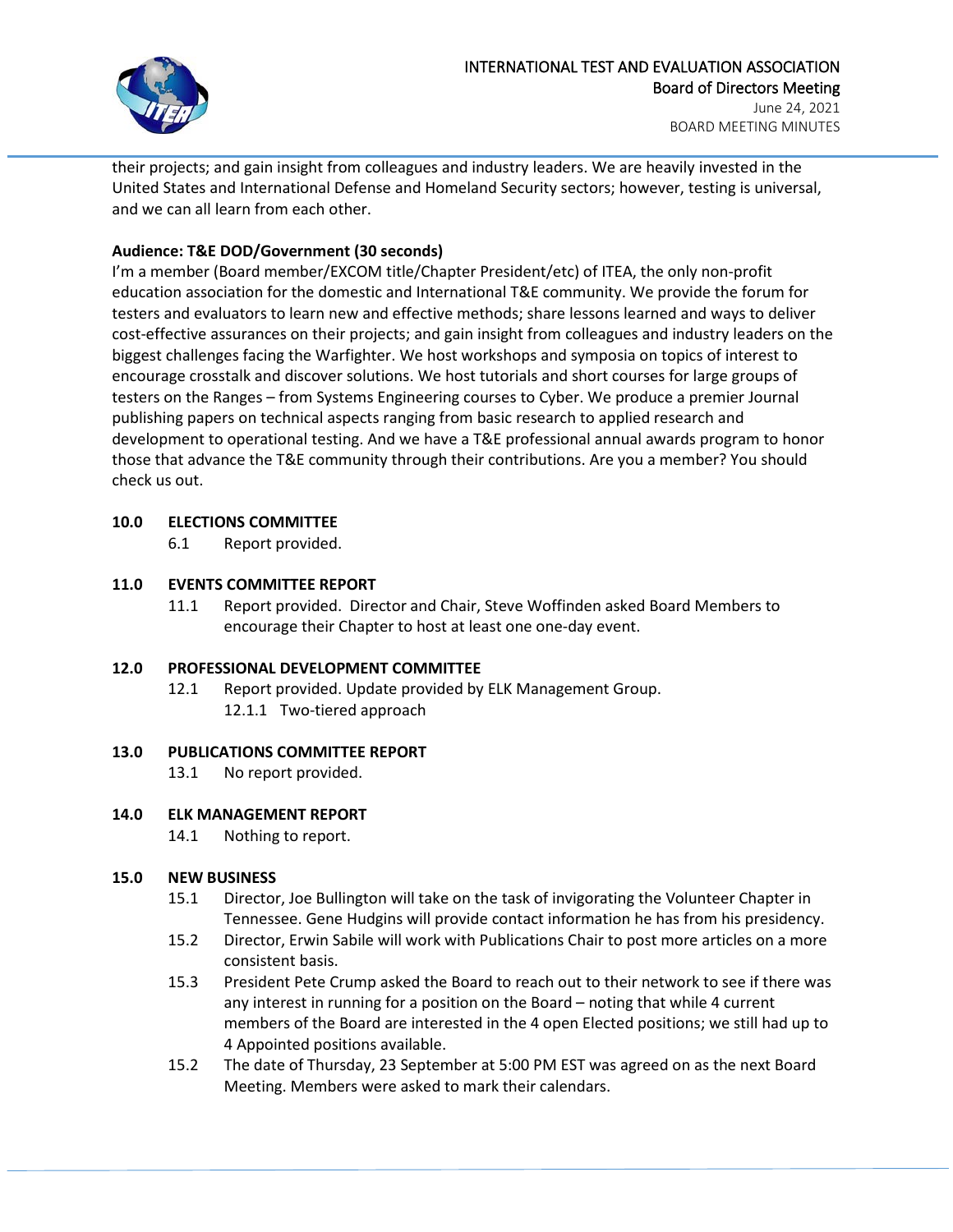their projects; and gain insight from colleagues and industry leaders. We are heavily invested in the United States and International Defense and Homeland Security sectors; however, testing is universal, and we can all learn from each other.

**Audience: T&E DOD/Government (30 seconds)**

I'm a member (Board member/EXCOM title/Chapter President/etc) of ITEA, the only non-profit education association for the domestic and International T&E community. We provide the forum for testers and evaluators to learn new and effective methods; share lessons learned and ways to deliver cost-effective assurances on their projects; and gain insight from colleagues and industry leaders on the biggest challenges facing the Warfighter. We host workshops and symposia on topics of interest to encourage crosstalk and discover solutions. We host tutorials and short courses for large groups of testers on the Ranges – from Systems Engineering courses to Cyber. We produce a premier Journal publishing papers on technical aspects ranging from basic research to applied research and development to operational testing. And we have a T&E professional annual awards program to honor those that advance the T&E community through their contributions. Are you a member? You should check us out.

**10.0 ELECTIONS COMMITTEE**

6.1 Report provided.

**11.0 EVENTS COMMITTEE REPORT**

11.1 Report provided. Director and Chair, Steve Woffinden asked Board Members to encourage their Chapter to host at least one one-day event.

**12.0 PROFESSIONAL DEVELOPMENT COMMITTEE**

12.1 Report provided. Update provided by ELK Management Group.

12.1.1 Two-tiered approach

**13.0 PUBLICATIONS COMMITTEE REPORT**

13.1 No report provided.

**14.0 ELK MANAGEMENT REPORT**

14.1 Nothing to report.

**15.0 NEW BUSINESS**

15.1 Director, Joe Bullington will take on the task of invigorating the Volunteer Chapter in Tennessee. Gene Hudgins will provide contact information he has from his presidency.

15.2 Director, Erwin Sabile will work with Publications Chair to post more articles on a more consistent basis.

15.3 President Pete Crump asked the Board to reach out to their network to see if there was any interest in running for a position on the Board – noting that while 4 current members of the Board are interested in the 4 open Elected positions; we still had up to 4 Appointed positions available.

15.2 The date of Thursday, 23 September at 5:00 PM EST was agreed on as the next Board Meeting. Members were asked to mark their calendars.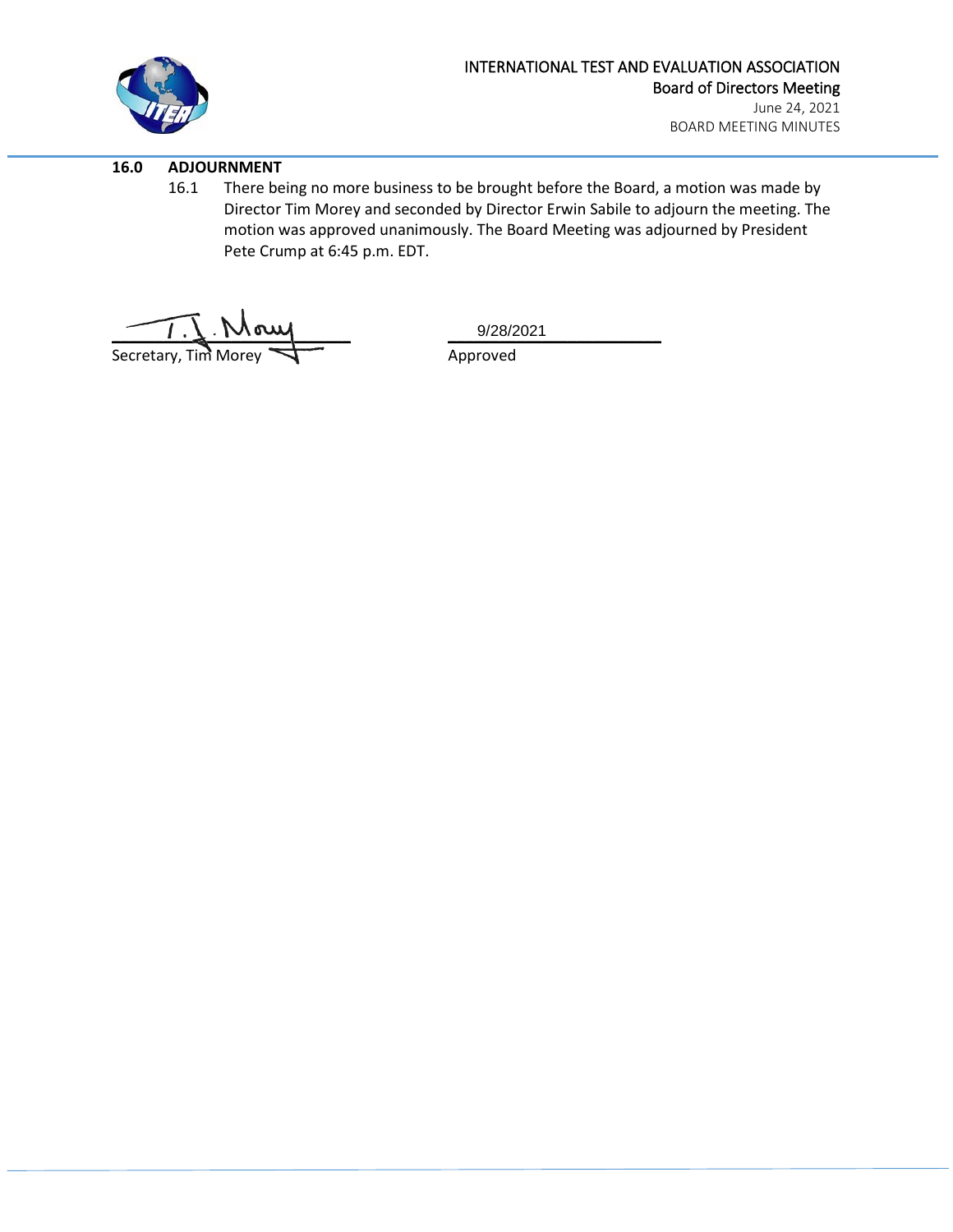## 16.0 ADJOURNMENT

16.1 There being no more business to be brought before the Board, a motion was made by Director Tim Morey and seconded by Director Erwin Sabile to adjourn the meeting. The motion was approved unanimously. The Board Meeting was adjourned by President Pete Crump at 6:45 p.m. EDT.

Secretary, Tim Morey

9/28/2021
Approved